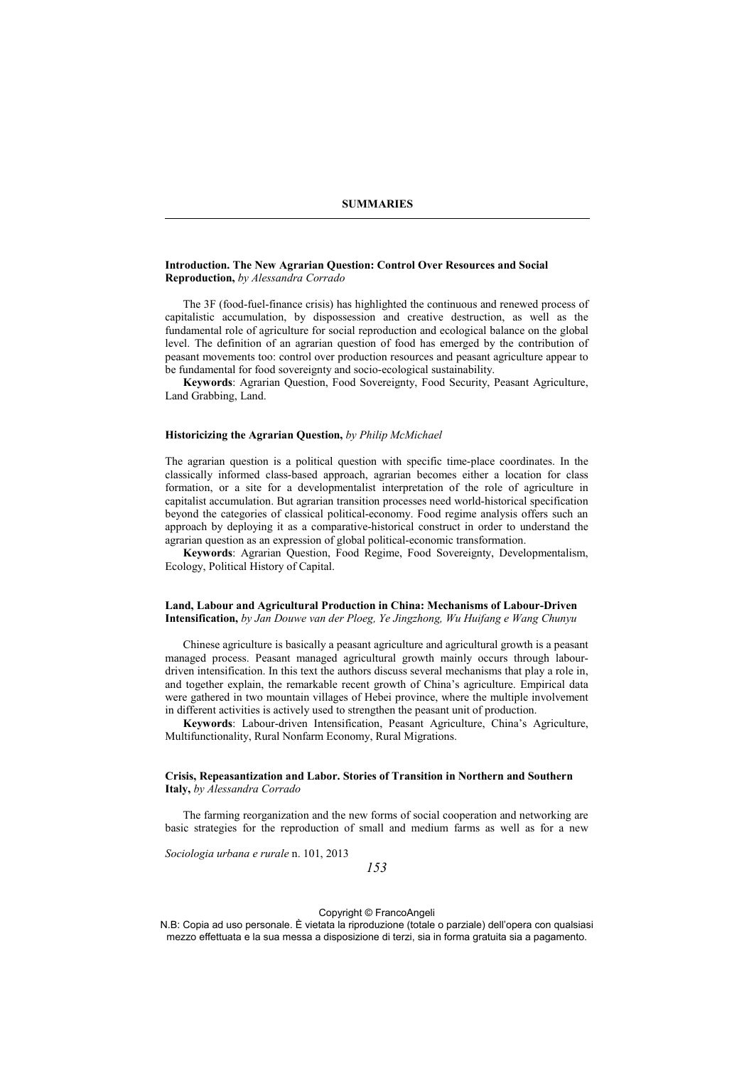# SUMMARIES

**Introduction. The New Agrarian Question: Control Over Resources and Social Reproduction,** *by Alessandra Corrado*

The 3F (food-fuel-finance crisis) has highlighted the continuous and renewed process of capitalistic accumulation, by dispossession and creative destruction, as well as the fundamental role of agriculture for social reproduction and ecological balance on the global level. The definition of an agrarian question of food has emerged by the contribution of peasant movements too: control over production resources and peasant agriculture appear to be fundamental for food sovereignty and socio-ecological sustainability.

**Keywords**: Agrarian Question, Food Sovereignty, Food Security, Peasant Agriculture, Land Grabbing, Land.

**Historicizing the Agrarian Question,** *by Philip McMichael*

The agrarian question is a political question with specific time-place coordinates. In the classically informed class-based approach, agrarian becomes either a location for class formation, or a site for a developmentalist interpretation of the role of agriculture in capitalist accumulation. But agrarian transition processes need world-historical specification beyond the categories of classical political-economy. Food regime analysis offers such an approach by deploying it as a comparative-historical construct in order to understand the agrarian question as an expression of global political-economic transformation.

**Keywords**: Agrarian Question, Food Regime, Food Sovereignty, Developmentalism, Ecology, Political History of Capital.

**Land, Labour and Agricultural Production in China: Mechanisms of Labour-Driven Intensification,** *by Jan Douwe van der Ploeg, Ye Jingzhong, Wu Huifang e Wang Chunyu*

Chinese agriculture is basically a peasant agriculture and agricultural growth is a peasant managed process. Peasant managed agricultural growth mainly occurs through labour-driven intensification. In this text the authors discuss several mechanisms that play a role in, and together explain, the remarkable recent growth of China's agriculture. Empirical data were gathered in two mountain villages of Hebei province, where the multiple involvement in different activities is actively used to strengthen the peasant unit of production.

**Keywords**: Labour-driven Intensification, Peasant Agriculture, China's Agriculture, Multifunctionality, Rural Nonfarm Economy, Rural Migrations.

**Crisis, Repeasantization and Labor. Stories of Transition in Northern and Southern Italy,** *by Alessandra Corrado*

The farming reorganization and the new forms of social cooperation and networking are basic strategies for the reproduction of small and medium farms as well as for a new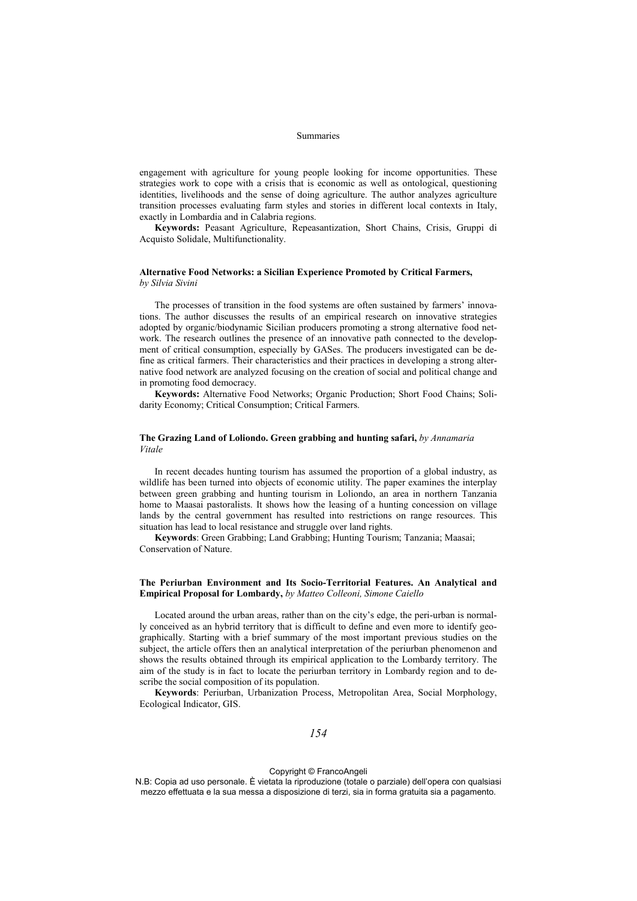engagement with agriculture for young people looking for income opportunities. These strategies work to cope with a crisis that is economic as well as ontological, questioning identities, livelihoods and the sense of doing agriculture. The author analyzes agriculture transition processes evaluating farm styles and stories in different local contexts in Italy, exactly in Lombardia and in Calabria regions.

**Keywords:** Peasant Agriculture, Repeasantization, Short Chains, Crisis, Gruppi di Acquisto Solidale, Multifunctionality.

**Alternative Food Networks: a Sicilian Experience Promoted by Critical Farmers,** *by Silvia Sivini*

The processes of transition in the food systems are often sustained by farmers' innovations. The author discusses the results of an empirical research on innovative strategies adopted by organic/biodynamic Sicilian producers promoting a strong alternative food network. The research outlines the presence of an innovative path connected to the development of critical consumption, especially by GASes. The producers investigated can be define as critical farmers. Their characteristics and their practices in developing a strong alternative food network are analyzed focusing on the creation of social and political change and in promoting food democracy.

**Keywords:** Alternative Food Networks; Organic Production; Short Food Chains; Solidarity Economy; Critical Consumption; Critical Farmers.

**The Grazing Land of Loliondo. Green grabbing and hunting safari,** *by Annamaria Vitale*

In recent decades hunting tourism has assumed the proportion of a global industry, as wildlife has been turned into objects of economic utility. The paper examines the interplay between green grabbing and hunting tourism in Loliondo, an area in northern Tanzania home to Maasai pastoralists. It shows how the leasing of a hunting concession on village lands by the central government has resulted into restrictions on range resources. This situation has lead to local resistance and struggle over land rights.

**Keywords**: Green Grabbing; Land Grabbing; Hunting Tourism; Tanzania; Maasai; Conservation of Nature.

**The Periurban Environment and Its Socio-Territorial Features. An Analytical and Empirical Proposal for Lombardy,** *by Matteo Colleoni, Simone Caiello*

Located around the urban areas, rather than on the city's edge, the peri-urban is normally conceived as an hybrid territory that is difficult to define and even more to identify geographically. Starting with a brief summary of the most important previous studies on the subject, the article offers then an analytical interpretation of the periurban phenomenon and shows the results obtained through its empirical application to the Lombardy territory. The aim of the study is in fact to locate the periurban territory in Lombardy region and to describe the social composition of its population.

**Keywords**: Periurban, Urbanization Process, Metropolitan Area, Social Morphology, Ecological Indicator, GIS.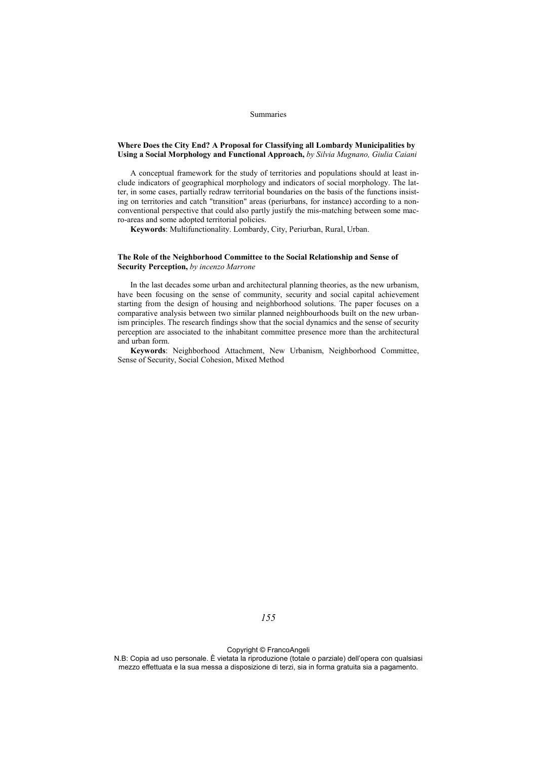## Summaries

**Where Does the City End? A Proposal for Classifying all Lombardy Municipalities by Using a Social Morphology and Functional Approach,** *by Silvia Mugnano, Giulia Caiani*

A conceptual framework for the study of territories and populations should at least include indicators of geographical morphology and indicators of social morphology. The latter, in some cases, partially redraw territorial boundaries on the basis of the functions insisting on territories and catch "transition" areas (periurbans, for instance) according to a non-conventional perspective that could also partly justify the mis-matching between some macro-areas and some adopted territorial policies.

**Keywords**: Multifunctionality. Lombardy, City, Periurban, Rural, Urban.

**The Role of the Neighborhood Committee to the Social Relationship and Sense of Security Perception,** *by incenzo Marrone*

In the last decades some urban and architectural planning theories, as the new urbanism, have been focusing on the sense of community, security and social capital achievement starting from the design of housing and neighborhood solutions. The paper focuses on a comparative analysis between two similar planned neighbourhoods built on the new urbanism principles. The research findings show that the social dynamics and the sense of security perception are associated to the inhabitant committee presence more than the architectural and urban form.

**Keywords**: Neighborhood Attachment, New Urbanism, Neighborhood Committee, Sense of Security, Social Cohesion, Mixed Method